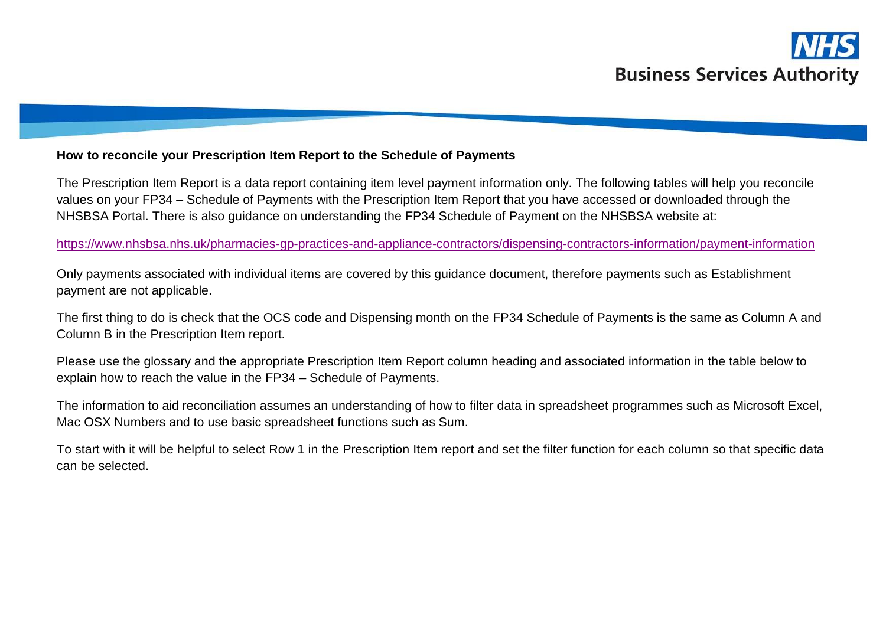**How to reconcile your Prescription Item Report to the Schedule of Payments**

The Prescription Item Report is a data report containing item level payment information only. The following tables will help you reconcile values on your FP34 – Schedule of Payments with the Prescription Item Report that you have accessed or downloaded through the NHSBSA Portal. There is also guidance on understanding the FP34 Schedule of Payment on the NHSBSA website at:

https://www.nhsbsa.nhs.uk/pharmacies-gp-practices-and-appliance-contractors/dispensing-contractors-information/payment-information

Only payments associated with individual items are covered by this guidance document, therefore payments such as Establishment payment are not applicable.

The first thing to do is check that the OCS code and Dispensing month on the FP34 Schedule of Payments is the same as Column A and Column B in the Prescription Item report.

Please use the glossary and the appropriate Prescription Item Report column heading and associated information in the table below to explain how to reach the value in the FP34 – Schedule of Payments.

The information to aid reconciliation assumes an understanding of how to filter data in spreadsheet programmes such as Microsoft Excel, Mac OSX Numbers and to use basic spreadsheet functions such as Sum.

To start with it will be helpful to select Row 1 in the Prescription Item report and set the filter function for each column so that specific data can be selected.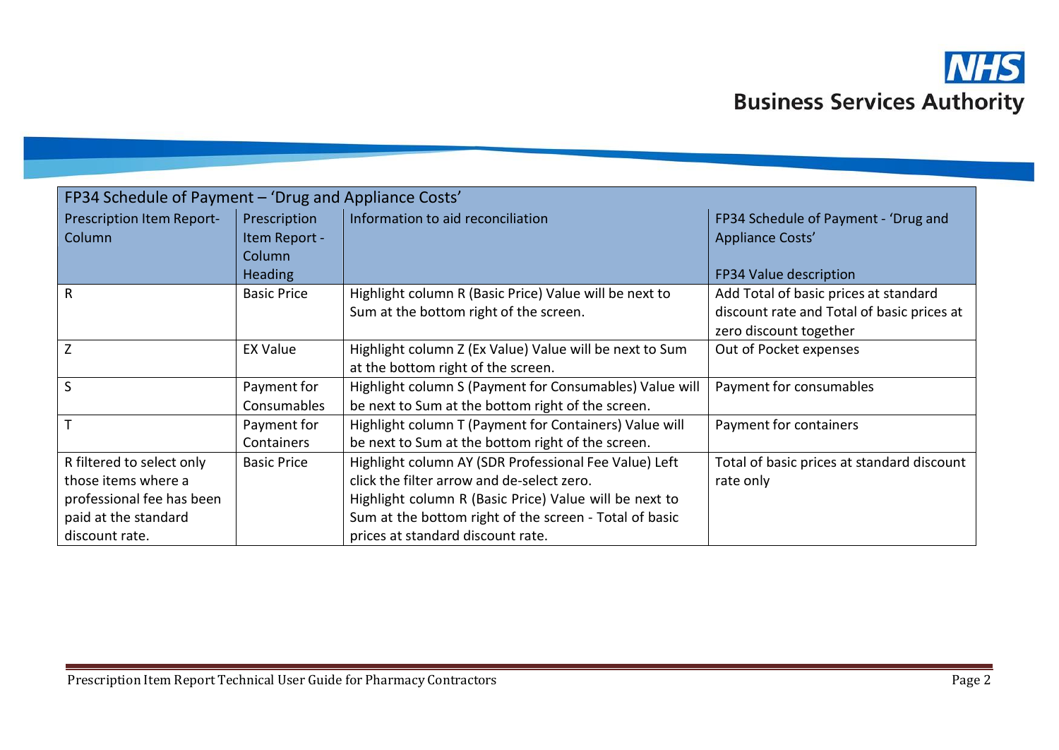| FP34 Schedule of Payment – 'Drug and Appliance Costs' | | | |
|---|---|---|---|
| Prescription Item Report-Column | Prescription Item Report - Column Heading | Information to aid reconciliation | FP34 Schedule of Payment - 'Drug and Appliance Costs'<br><br>FP34 Value description |
| R | Basic Price | Highlight column R (Basic Price) Value will be next to Sum at the bottom right of the screen. | Add Total of basic prices at standard discount rate and Total of basic prices at zero discount together |
| Z | EX Value | Highlight column Z (Ex Value) Value will be next to Sum at the bottom right of the screen. | Out of Pocket expenses |
| S | Payment for Consumables | Highlight column S (Payment for Consumables) Value will be next to Sum at the bottom right of the screen. | Payment for consumables |
| T | Payment for Containers | Highlight column T (Payment for Containers) Value will be next to Sum at the bottom right of the screen. | Payment for containers |
| R filtered to select only those items where a professional fee has been paid at the standard discount rate. | Basic Price | Highlight column AY (SDR Professional Fee Value) Left click the filter arrow and de-select zero.<br>Highlight column R (Basic Price) Value will be next to Sum at the bottom right of the screen - Total of basic prices at standard discount rate. | Total of basic prices at standard discount rate only |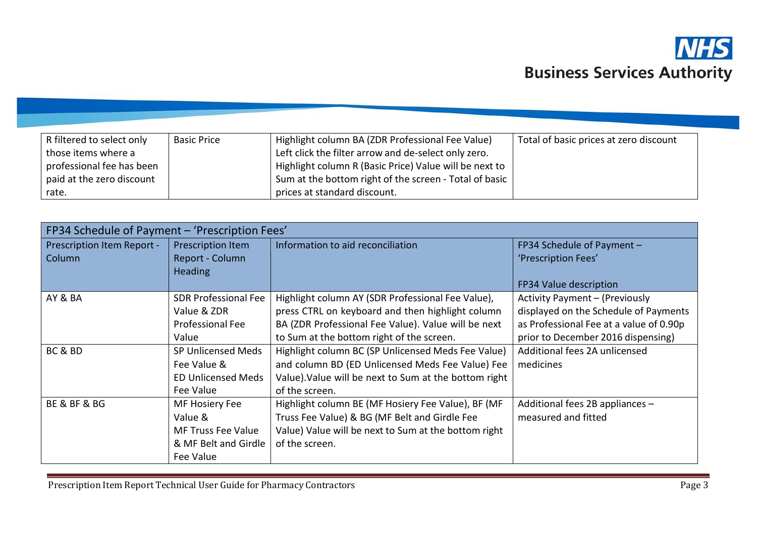| | | | |
|---|---|---|---|
| R filtered to select only those items where a professional fee has been paid at the zero discount rate. | Basic Price | Highlight column BA (ZDR Professional Fee Value) Left click the filter arrow and de-select only zero. Highlight column R (Basic Price) Value will be next to Sum at the bottom right of the screen - Total of basic prices at standard discount. | Total of basic prices at zero discount |

| FP34 Schedule of Payment – 'Prescription Fees' | | | |
|---|---|---|---|
| Prescription Item Report - Column | Prescription Item Report - Column Heading | Information to aid reconciliation | FP34 Schedule of Payment – 'Prescription Fees'<br><br>FP34 Value description |
| AY & BA | SDR Professional Fee Value & ZDR Professional Fee Value | Highlight column AY (SDR Professional Fee Value), press CTRL on keyboard and then highlight column BA (ZDR Professional Fee Value). Value will be next to Sum at the bottom right of the screen. | Activity Payment – (Previously displayed on the Schedule of Payments as Professional Fee at a value of 0.90p prior to December 2016 dispensing) |
| BC & BD | SP Unlicensed Meds Fee Value & ED Unlicensed Meds Fee Value | Highlight column BC (SP Unlicensed Meds Fee Value) and column BD (ED Unlicensed Meds Fee Value) Fee Value).Value will be next to Sum at the bottom right of the screen. | Additional fees 2A unlicensed medicines |
| BE & BF & BG | MF Hosiery Fee Value & MF Truss Fee Value & MF Belt and Girdle Fee Value | Highlight column BE (MF Hosiery Fee Value), BF (MF Truss Fee Value) & BG (MF Belt and Girdle Fee Value) Value will be next to Sum at the bottom right of the screen. | Additional fees 2B appliances – measured and fitted |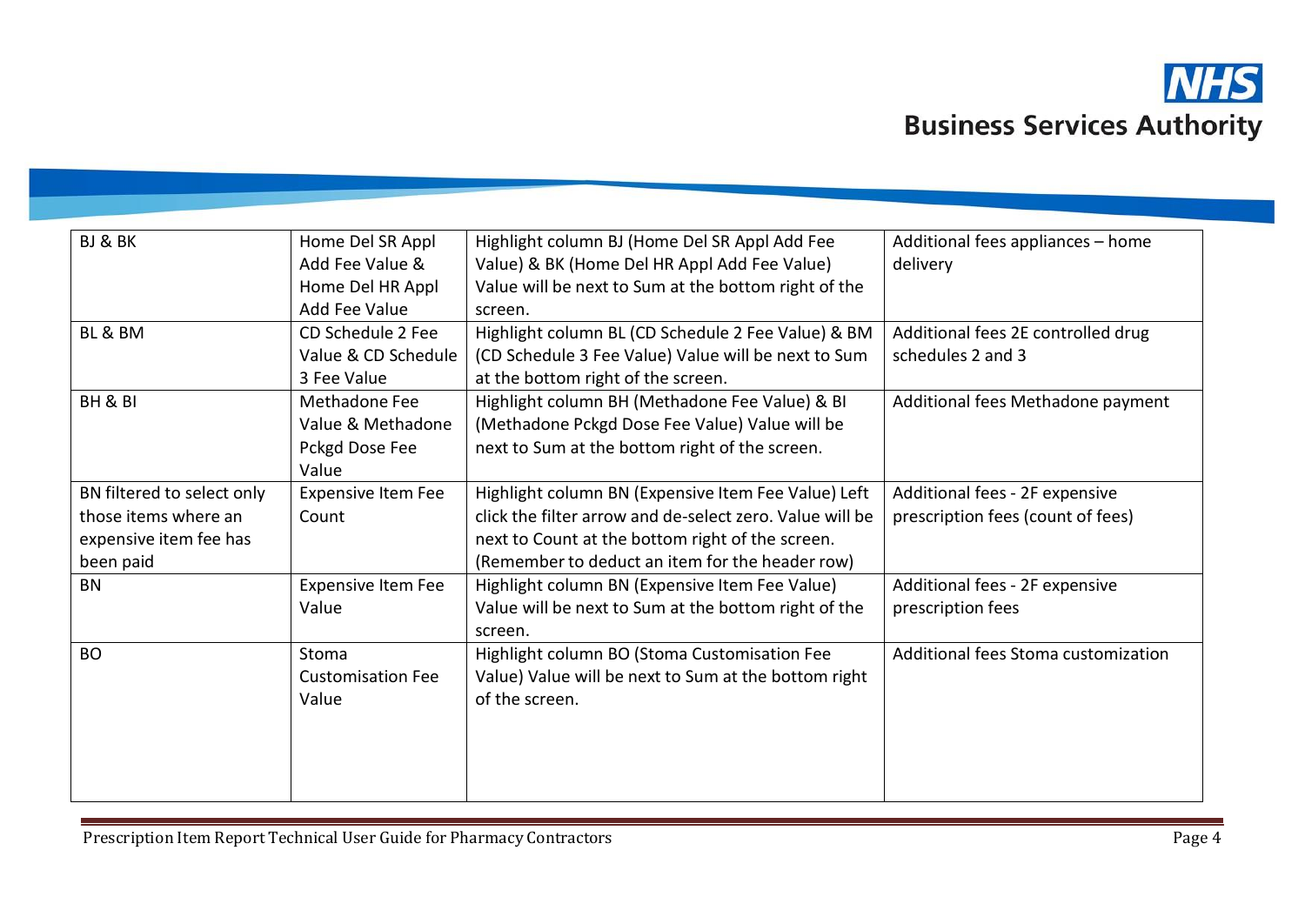| BJ & BK | Home Del SR Appl Add Fee Value & Home Del HR Appl Add Fee Value | Highlight column BJ (Home Del SR Appl Add Fee Value) & BK (Home Del HR Appl Add Fee Value) Value will be next to Sum at the bottom right of the screen. | Additional fees appliances – home delivery |
|---|---|---|---|
| BL & BM | CD Schedule 2 Fee Value & CD Schedule 3 Fee Value | Highlight column BL (CD Schedule 2 Fee Value) & BM (CD Schedule 3 Fee Value) Value will be next to Sum at the bottom right of the screen. | Additional fees 2E controlled drug schedules 2 and 3 |
| BH & BI | Methadone Fee Value & Methadone Pckgd Dose Fee Value | Highlight column BH (Methadone Fee Value) & BI (Methadone Pckgd Dose Fee Value) Value will be next to Sum at the bottom right of the screen. | Additional fees Methadone payment |
| BN filtered to select only those items where an expensive item fee has been paid | Expensive Item Fee Count | Highlight column BN (Expensive Item Fee Value) Left click the filter arrow and de-select zero. Value will be next to Count at the bottom right of the screen. (Remember to deduct an item for the header row) | Additional fees - 2F expensive prescription fees (count of fees) |
| BN | Expensive Item Fee Value | Highlight column BN (Expensive Item Fee Value) Value will be next to Sum at the bottom right of the screen. | Additional fees - 2F expensive prescription fees |
| BO | Stoma Customisation Fee Value | Highlight column BO (Stoma Customisation Fee Value) Value will be next to Sum at the bottom right of the screen. | Additional fees Stoma customization |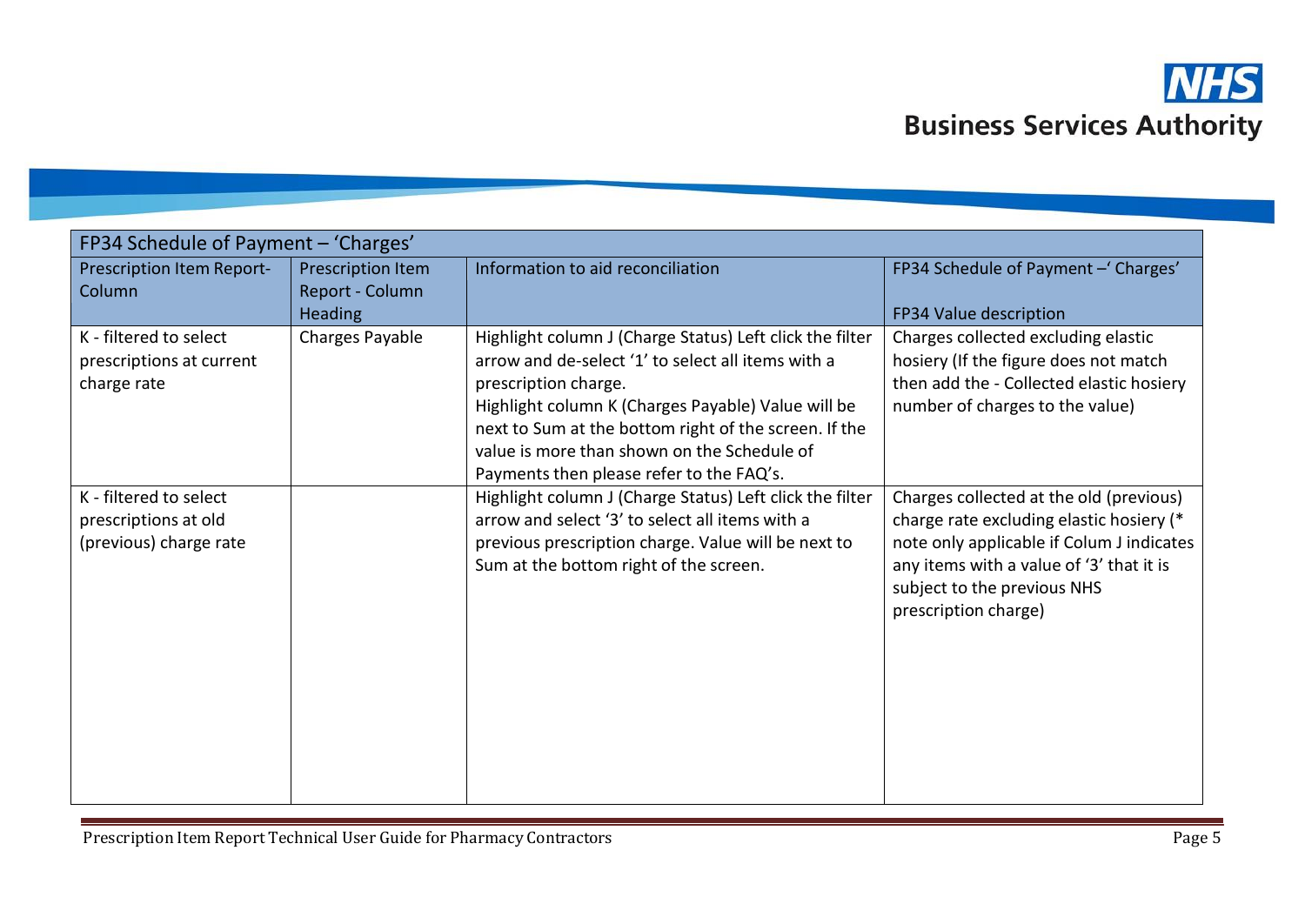| FP34 Schedule of Payment – 'Charges' | | | |
|---|---|---|---|
| Prescription Item Report- Column | Prescription Item Report - Column Heading | Information to aid reconciliation | FP34 Schedule of Payment –' Charges'<br><br>FP34 Value description |
| K - filtered to select prescriptions at current charge rate | Charges Payable | Highlight column J (Charge Status) Left click the filter arrow and de-select '1' to select all items with a prescription charge.<br>Highlight column K (Charges Payable) Value will be next to Sum at the bottom right of the screen. If the value is more than shown on the Schedule of Payments then please refer to the FAQ's. | Charges collected excluding elastic hosiery (If the figure does not match then add the - Collected elastic hosiery number of charges to the value) |
| K - filtered to select prescriptions at old (previous) charge rate | | Highlight column J (Charge Status) Left click the filter arrow and select '3' to select all items with a previous prescription charge. Value will be next to Sum at the bottom right of the screen. | Charges collected at the old (previous) charge rate excluding elastic hosiery (* note only applicable if Colum J indicates any items with a value of '3' that it is subject to the previous NHS prescription charge) |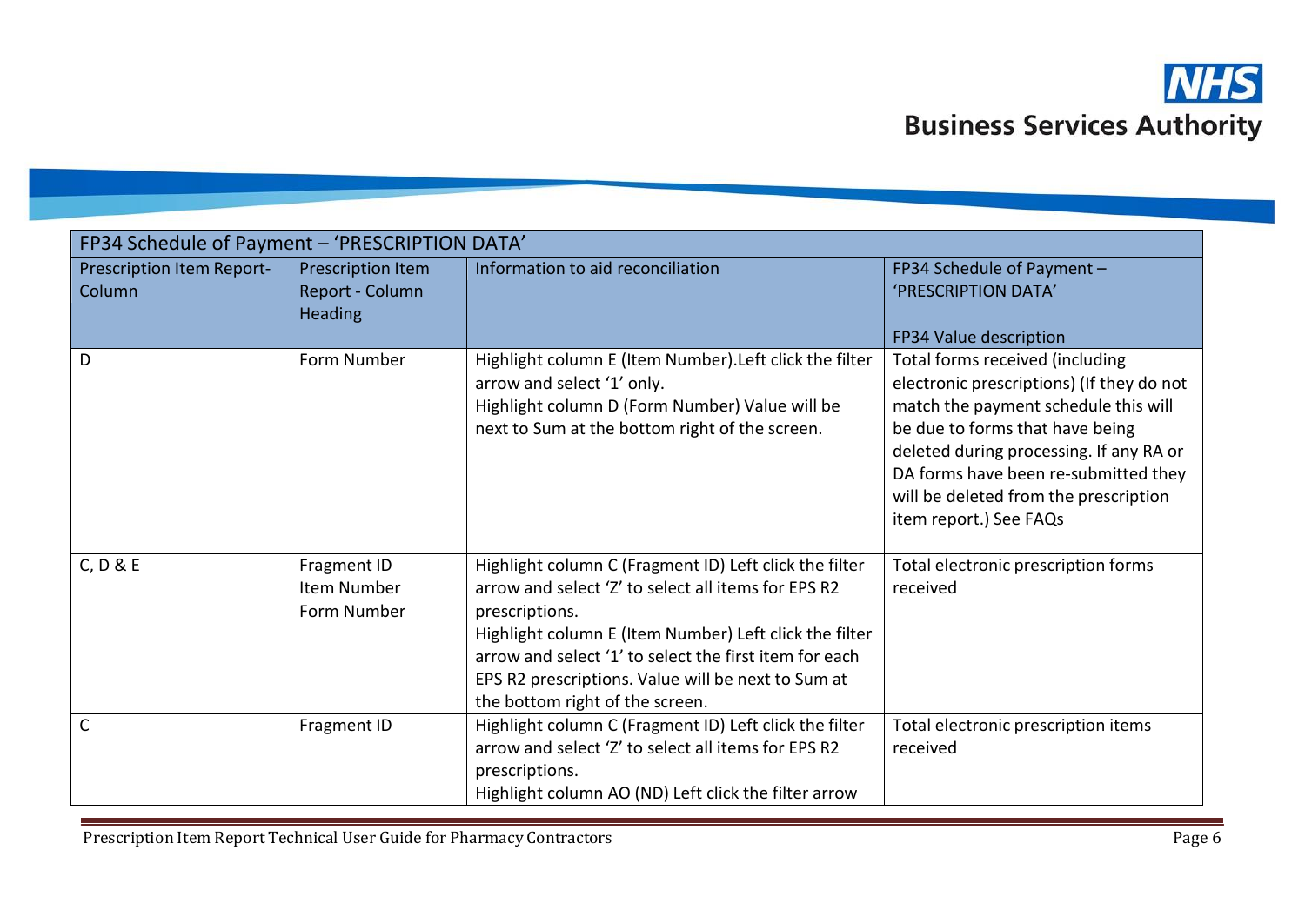| FP34 Schedule of Payment – 'PRESCRIPTION DATA' | | | |
|---|---|---|---|
| Prescription Item Report- Column | Prescription Item Report - Column Heading | Information to aid reconciliation | FP34 Schedule of Payment – 'PRESCRIPTION DATA'<br><br>FP34 Value description |
| D | Form Number | Highlight column E (Item Number).Left click the filter arrow and select '1' only.<br>Highlight column D (Form Number) Value will be next to Sum at the bottom right of the screen. | Total forms received (including electronic prescriptions) (If they do not match the payment schedule this will be due to forms that have being deleted during processing. If any RA or DA forms have been re-submitted they will be deleted from the prescription item report.) See FAQs |
| C, D & E | Fragment ID<br>Item Number<br>Form Number | Highlight column C (Fragment ID) Left click the filter arrow and select 'Z' to select all items for EPS R2 prescriptions.<br>Highlight column E (Item Number) Left click the filter arrow and select '1' to select the first item for each EPS R2 prescriptions. Value will be next to Sum at the bottom right of the screen. | Total electronic prescription forms received |
| C | Fragment ID | Highlight column C (Fragment ID) Left click the filter arrow and select 'Z' to select all items for EPS R2 prescriptions.<br>Highlight column AO (ND) Left click the filter arrow | Total electronic prescription items received |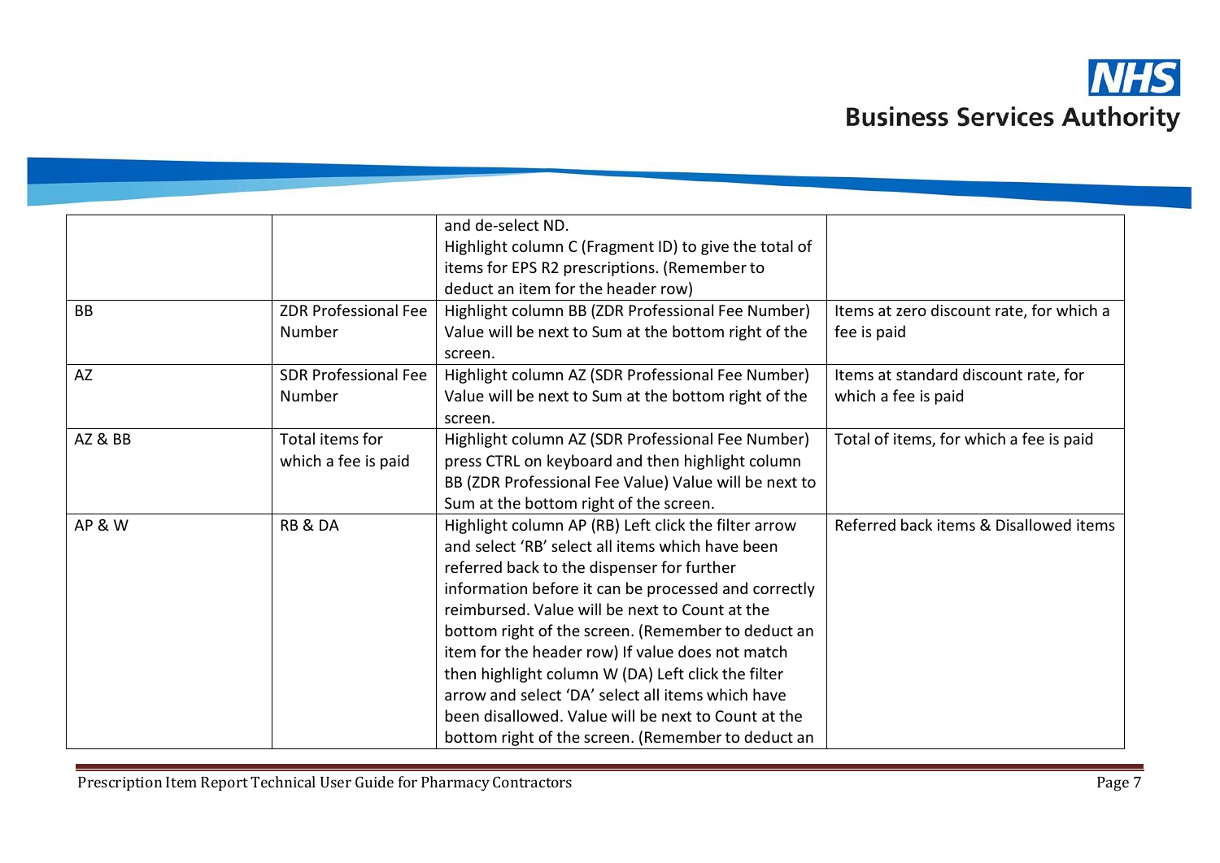| | | | |
|---|---|---|---|
| | | and de-select ND. Highlight column C (Fragment ID) to give the total of items for EPS R2 prescriptions. (Remember to deduct an item for the header row) | |
| BB | ZDR Professional Fee Number | Highlight column BB (ZDR Professional Fee Number) Value will be next to Sum at the bottom right of the screen. | Items at zero discount rate, for which a fee is paid |
| AZ | SDR Professional Fee Number | Highlight column AZ (SDR Professional Fee Number) Value will be next to Sum at the bottom right of the screen. | Items at standard discount rate, for which a fee is paid |
| AZ & BB | Total items for which a fee is paid | Highlight column AZ (SDR Professional Fee Number) press CTRL on keyboard and then highlight column BB (ZDR Professional Fee Value) Value will be next to Sum at the bottom right of the screen. | Total of items, for which a fee is paid |
| AP & W | RB & DA | Highlight column AP (RB) Left click the filter arrow and select 'RB' select all items which have been referred back to the dispenser for further information before it can be processed and correctly reimbursed. Value will be next to Count at the bottom right of the screen. (Remember to deduct an item for the header row) If value does not match then highlight column W (DA) Left click the filter arrow and select 'DA' select all items which have been disallowed. Value will be next to Count at the bottom right of the screen. (Remember to deduct an | Referred back items & Disallowed items |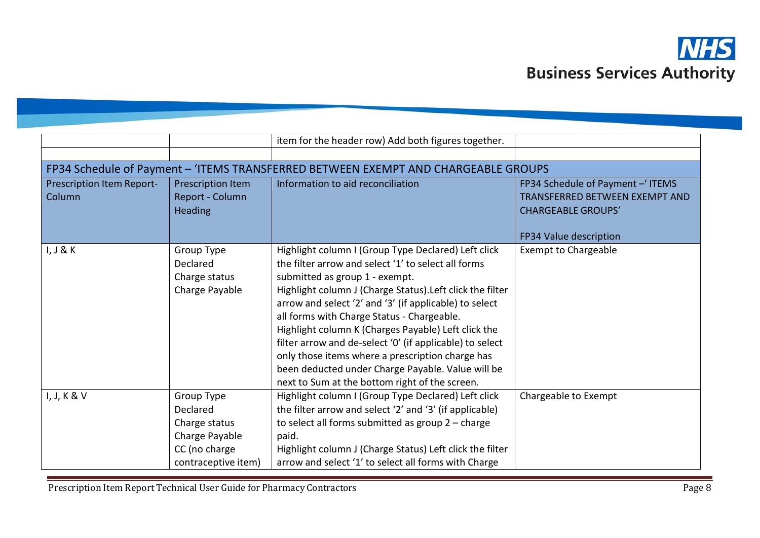| | | item for the header row) Add both figures together. | |
|---|---|---|---|
| | | | |

## FP34 Schedule of Payment – 'ITEMS TRANSFERRED BETWEEN EXEMPT AND CHARGEABLE GROUPS

| Prescription Item Report-Column | Prescription Item Report - Column Heading | Information to aid reconciliation | FP34 Schedule of Payment –' ITEMS TRANSFERRED BETWEEN EXEMPT AND CHARGEABLE GROUPS'<br><br>FP34 Value description |
|---|---|---|---|
| I, J & K | Group Type Declared<br>Charge status<br>Charge Payable | Highlight column I (Group Type Declared) Left click the filter arrow and select '1' to select all forms submitted as group 1 - exempt.<br>Highlight column J (Charge Status).Left click the filter arrow and select '2' and '3' (if applicable) to select all forms with Charge Status - Chargeable.<br>Highlight column K (Charges Payable) Left click the filter arrow and de-select '0' (if applicable) to select only those items where a prescription charge has been deducted under Charge Payable. Value will be next to Sum at the bottom right of the screen. | Exempt to Chargeable |
| I, J, K & V | Group Type Declared<br>Charge status<br>Charge Payable<br>CC (no charge contraceptive item) | Highlight column I (Group Type Declared) Left click the filter arrow and select '2' and '3' (if applicable) to select all forms submitted as group 2 – charge paid.<br>Highlight column J (Charge Status) Left click the filter arrow and select '1' to select all forms with Charge | Chargeable to Exempt |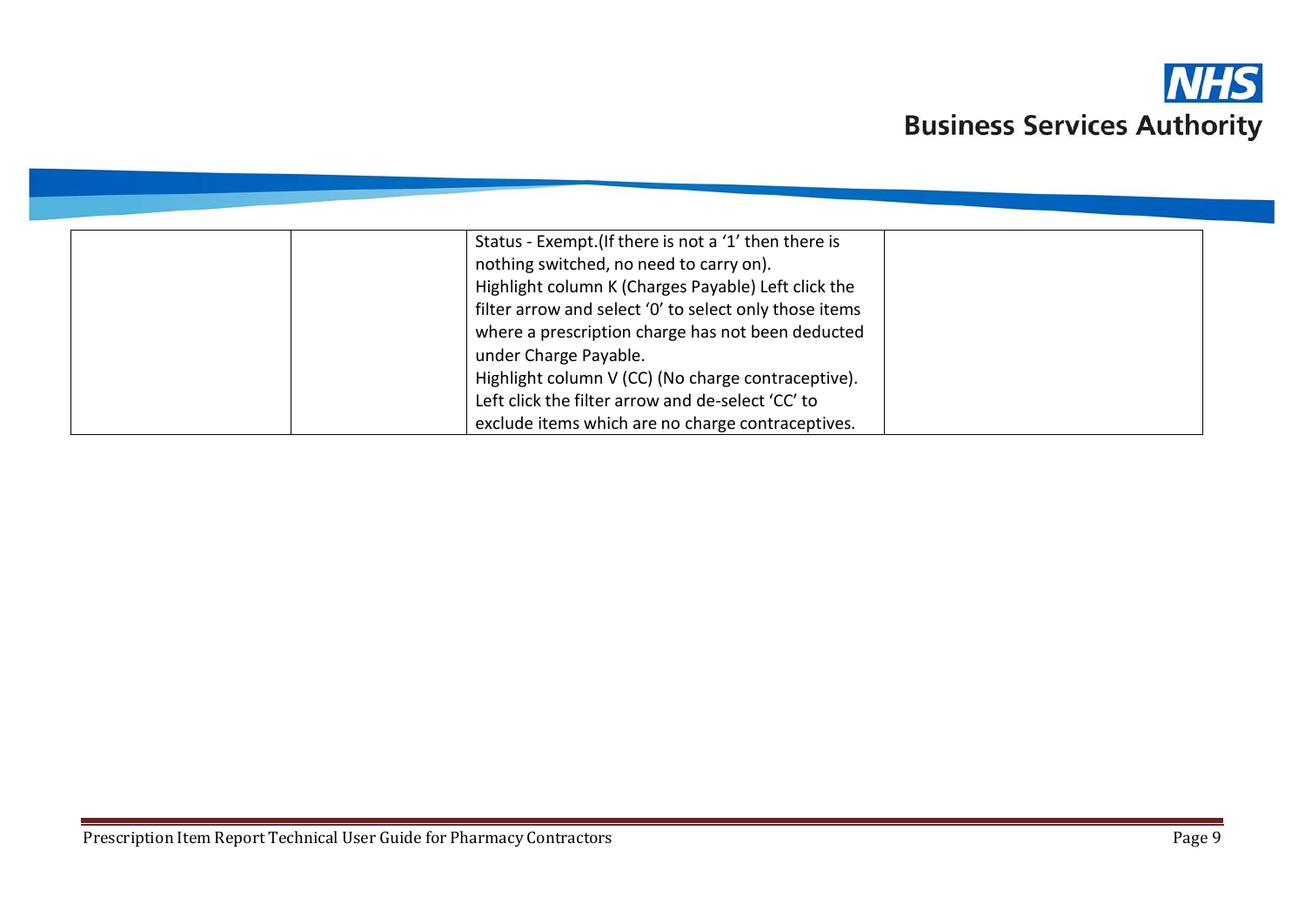| | | | |
|---|---|---|---|
| | | Status - Exempt.(If there is not a '1' then there is nothing switched, no need to carry on).<br>Highlight column K (Charges Payable) Left click the filter arrow and select '0' to select only those items where a prescription charge has not been deducted under Charge Payable.<br>Highlight column V (CC) (No charge contraceptive). Left click the filter arrow and de-select 'CC' to exclude items which are no charge contraceptives. | |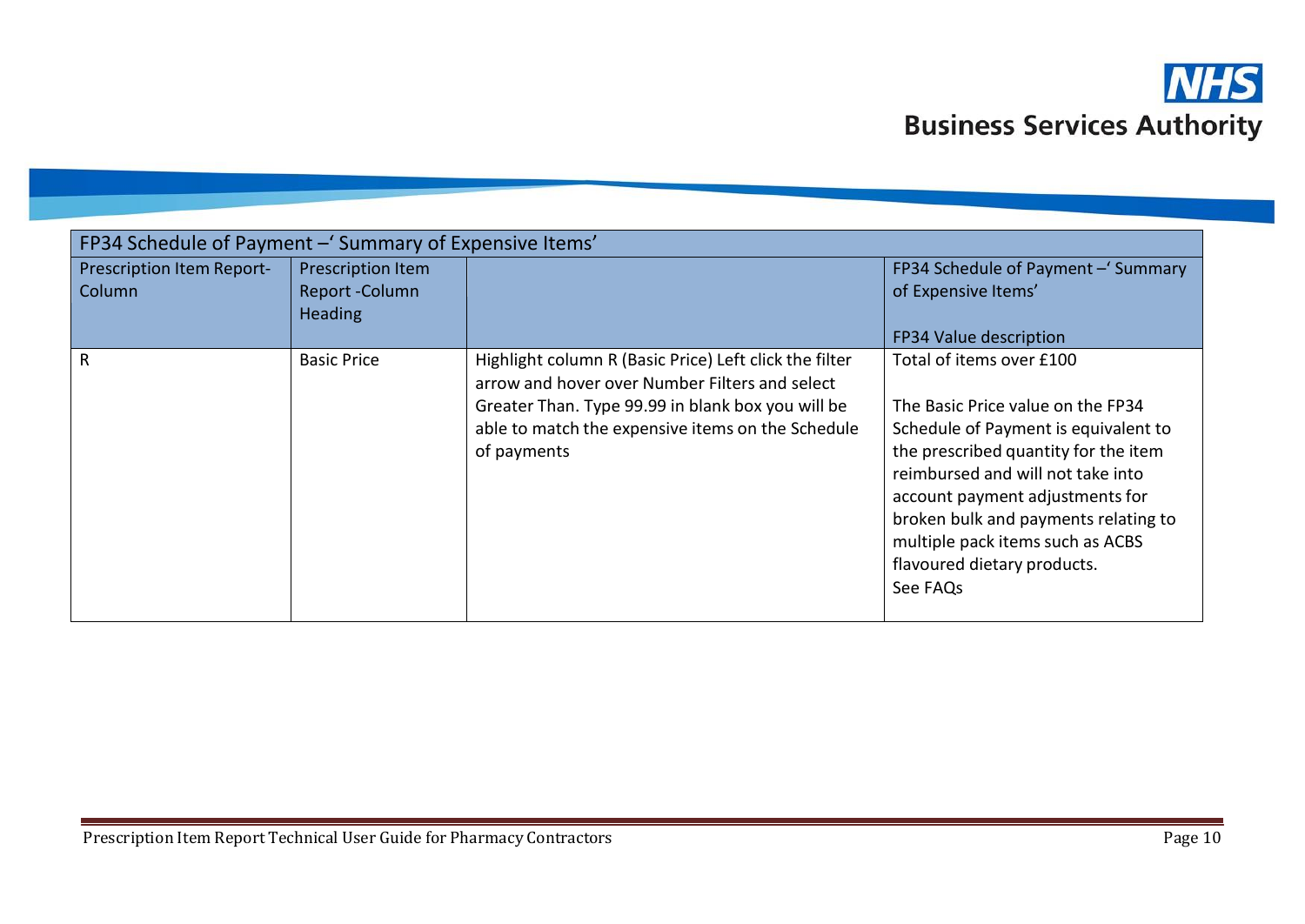| FP34 Schedule of Payment –' Summary of Expensive Items' | | | |
|---|---|---|---|
| Prescription Item Report-Column | Prescription Item Report -Column Heading | | FP34 Schedule of Payment –' Summary of Expensive Items'<br><br>FP34 Value description |
| R | Basic Price | Highlight column R (Basic Price) Left click the filter arrow and hover over Number Filters and select Greater Than. Type 99.99 in blank box you will be able to match the expensive items on the Schedule of payments | Total of items over £100<br><br>The Basic Price value on the FP34 Schedule of Payment is equivalent to the prescribed quantity for the item reimbursed and will not take into account payment adjustments for broken bulk and payments relating to multiple pack items such as ACBS flavoured dietary products.<br>See FAQs |